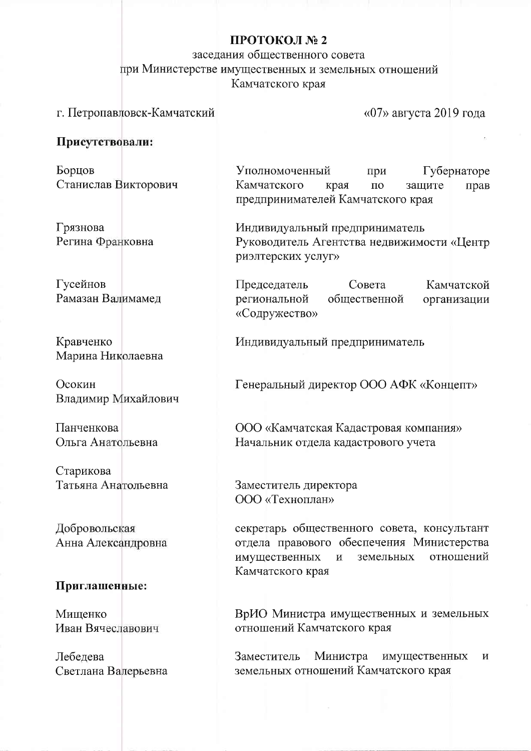# ПРОТОКОЛ № 2

заседания общественного совета
при Министерстве имущественных и земельных отношений
Камчатского края

г. Петропавловск-Камчатский «07» августа 2019 года

**Присутствовали:**

| | |
|---|---|
| Борцов Станислав Викторович | Уполномоченный при Губернаторе Камчатского края по защите прав предпринимателей Камчатского края |
| Грязнова Регина Франковна | Индивидуальный предприниматель Руководитель Агентства недвижимости «Центр риэлтерских услуг» |
| Гусейнов Рамазан Валимамед | Председатель Совета Камчатской региональной общественной организации «Содружество» |
| Кравченко Марина Николаевна | Индивидуальный предприниматель |
| Осокин Владимир Михайлович | Генеральный директор ООО АФК «Концепт» |
| Панченкова Ольга Анатольевна | ООО «Камчатская Кадастровая компания» Начальник отдела кадастрового учета |
| Старикова Татьяна Анатольевна | Заместитель директора ООО «Техноплан» |
| Добровольская Анна Александровна | секретарь общественного совета, консультант отдела правового обеспечения Министерства имущественных и земельных отношений Камчатского края |

**Приглашенные:**

| | |
|---|---|
| Мищенко Иван Вячеславович | ВрИО Министра имущественных и земельных отношений Камчатского края |
| Лебедева Светлана Валерьевна | Заместитель Министра имущественных и земельных отношений Камчатского края |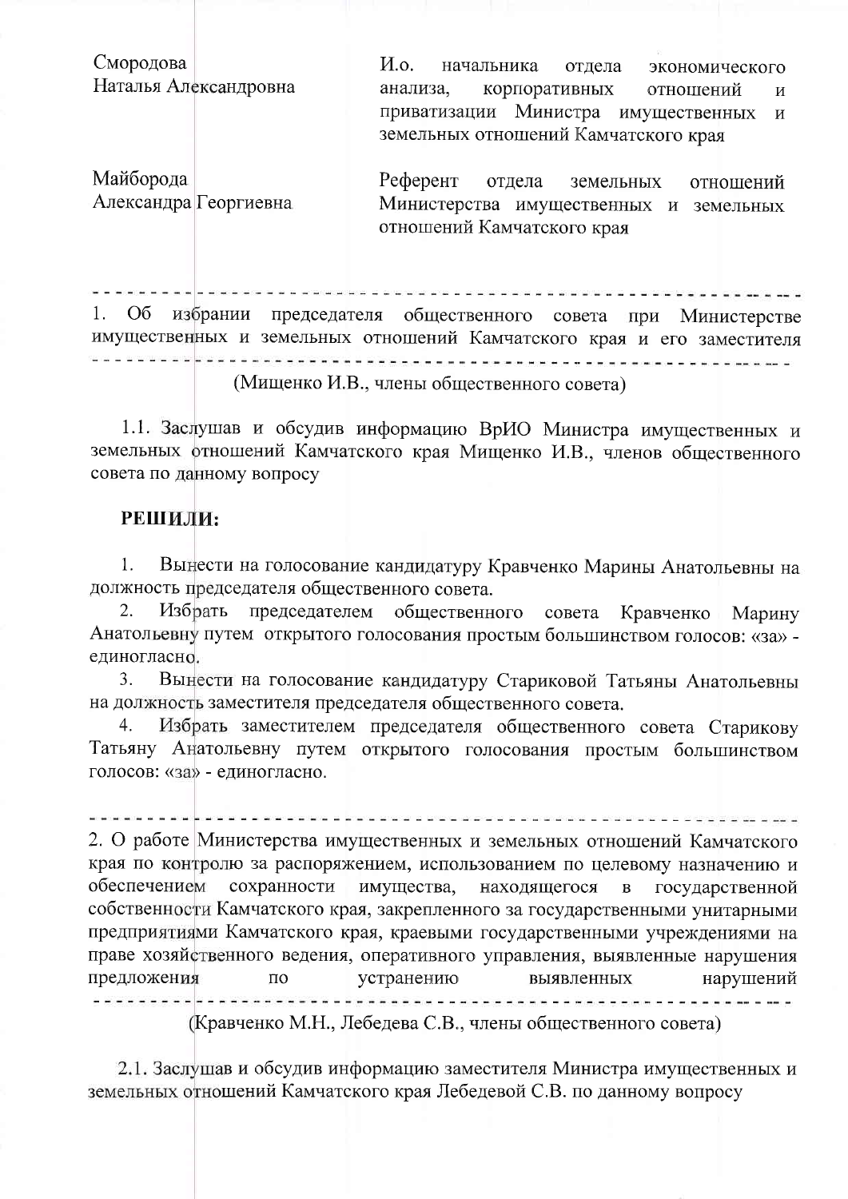| | |
|---|---|
| Смородова Наталья Александровна | И.о. начальника отдела экономического анализа, корпоративных отношений и приватизации Министра имущественных и земельных отношений Камчатского края |
| Майборода Александра Георгиевна | Референт отдела земельных отношений Министерства имущественных и земельных отношений Камчатского края |

---

1. Об избрании председателя общественного совета при Министерстве имущественных и земельных отношений Камчатского края и его заместителя

---

(Мищенко И.В., члены общественного совета)

1.1. Заслушав и обсудив информацию ВрИО Министра имущественных и земельных отношений Камчатского края Мищенко И.В., членов общественного совета по данному вопросу

**РЕШИЛИ:**

1. Вынести на голосование кандидатуру Кравченко Марины Анатольевны на должность председателя общественного совета.
2. Избрать председателем общественного совета Кравченко Марину Анатольевну путем открытого голосования простым большинством голосов: «за» - единогласно.
3. Вынести на голосование кандидатуру Стариковой Татьяны Анатольевны на должность заместителя председателя общественного совета.
4. Избрать заместителем председателя общественного совета Старикову Татьяну Анатольевну путем открытого голосования простым большинством голосов: «за» - единогласно.

---

2. О работе Министерства имущественных и земельных отношений Камчатского края по контролю за распоряжением, использованием по целевому назначению и обеспечением сохранности имущества, находящегося в государственной собственности Камчатского края, закрепленного за государственными унитарными предприятиями Камчатского края, краевыми государственными учреждениями на праве хозяйственного ведения, оперативного управления, выявленные нарушения предложения по устранению выявленных нарушений

---

(Кравченко М.Н., Лебедева С.В., члены общественного совета)

2.1. Заслушав и обсудив информацию заместителя Министра имущественных и земельных отношений Камчатского края Лебедевой С.В. по данному вопросу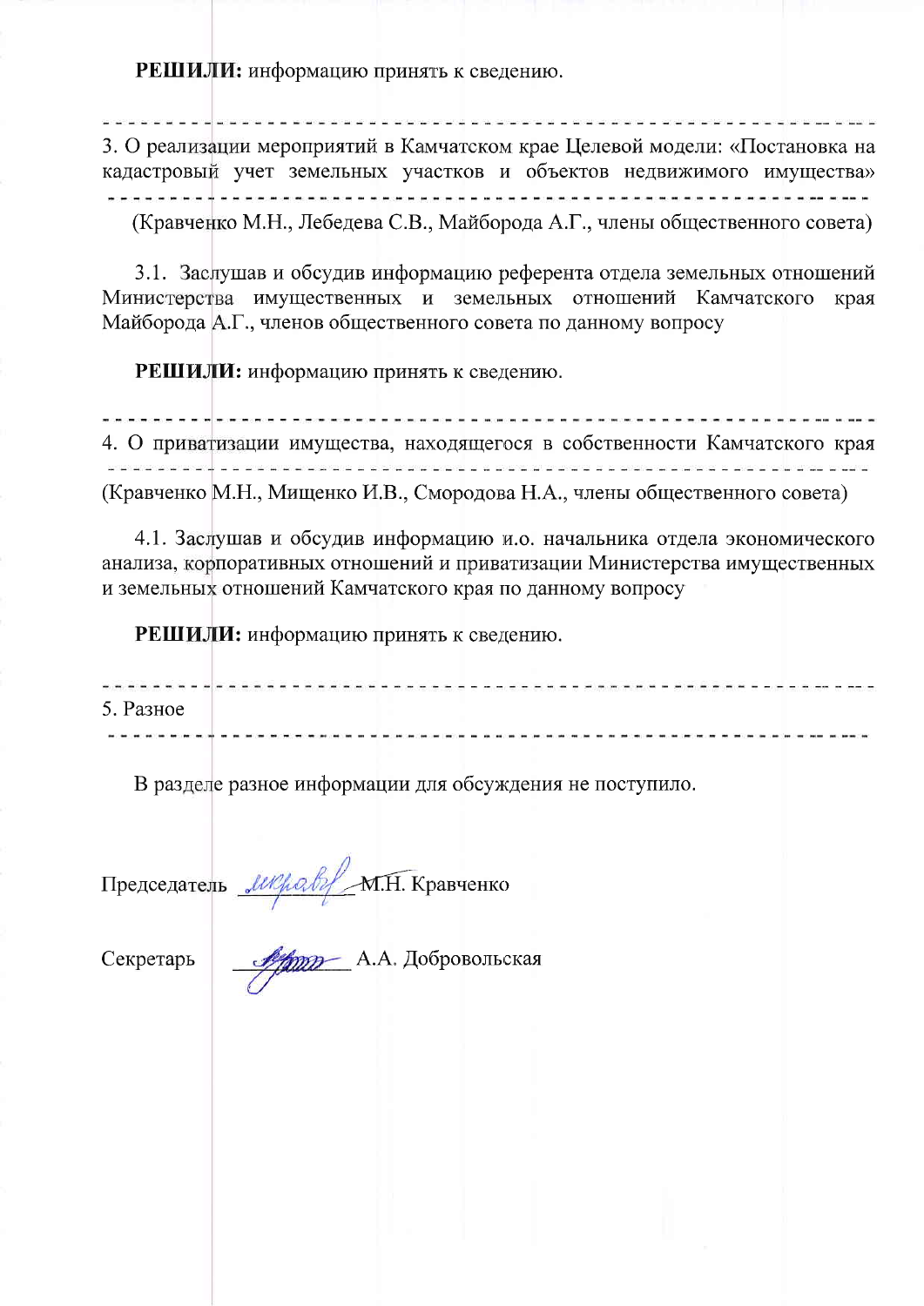**РЕШИЛИ:** информацию принять к сведению.

---

3. О реализации мероприятий в Камчатском крае Целевой модели: «Постановка на кадастровый учет земельных участков и объектов недвижимого имущества»

---

(Кравченко М.Н., Лебедева С.В., Майборода А.Г., члены общественного совета)

3.1. Заслушав и обсудив информацию референта отдела земельных отношений Министерства имущественных и земельных отношений Камчатского края Майборода А.Г., членов общественного совета по данному вопросу

**РЕШИЛИ:** информацию принять к сведению.

---

4. О приватизации имущества, находящегося в собственности Камчатского края

---

(Кравченко М.Н., Мищенко И.В., Смородова Н.А., члены общественного совета)

4.1. Заслушав и обсудив информацию и.о. начальника отдела экономического анализа, корпоративных отношений и приватизации Министерства имущественных и земельных отношений Камчатского края по данному вопросу

**РЕШИЛИ:** информацию принять к сведению.

---

5. Разное

---

В разделе разное информации для обсуждения не поступило.

Председатель М.Н. Кравченко

Секретарь А.А. Добровольская